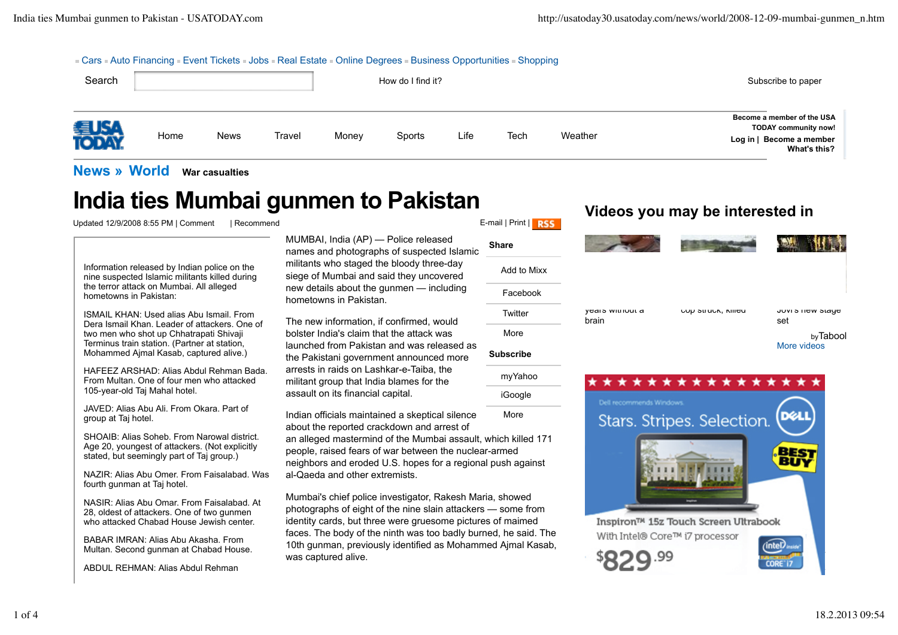Cars · Auto Financing · Event Tickets · Jobs · Real Estate · Online Degrees · Business Opportunities · Shopping

Search | How do I find it? | Subscribe to paper

Home | News | Travel | Money | Sports | Life | Tech | Weather

Become a member of the USA TODAY community now!
Log in | Become a member
What's this?

News » World **War casualties**

# India ties Mumbai gunmen to Pakistan

Updated 12/9/2008 8:55 PM | Comment | Recommend

E-mail | Print | RSS

Information released by Indian police on the nine suspected Islamic militants killed during the terror attack on Mumbai. All alleged hometowns in Pakistan:

ISMAIL KHAN: Used alias Abu Ismail. From Dera Ismail Khan. Leader of attackers. One of two men who shot up Chhatrapati Shivaji Terminus train station. (Partner at station, Mohammed Ajmal Kasab, captured alive.)

HAFEEZ ARSHAD: Alias Abdul Rehman Bada. From Multan. One of four men who attacked 105-year-old Taj Mahal hotel.

JAVED: Alias Abu Ali. From Okara. Part of group at Taj hotel.

SHOAIB: Alias Soheb. From Narowal district. Age 20, youngest of attackers. (Not explicitly stated, but seemingly part of Taj group.)

NAZIR: Alias Abu Omer. From Faisalabad. Was fourth gunman at Taj hotel.

NASIR: Alias Abu Omar. From Faisalabad. At 28, oldest of attackers. One of two gunmen who attacked Chabad House Jewish center.

BABAR IMRAN: Alias Abu Akasha. From Multan. Second gunman at Chabad House.

ABDUL REHMAN: Alias Abdul Rehman

MUMBAI, India (AP) — Police released names and photographs of suspected Islamic militants who staged the bloody three-day siege of Mumbai and said they uncovered new details about the gunmen — including hometowns in Pakistan.

The new information, if confirmed, would bolster India's claim that the attack was launched from Pakistan and was released as the Pakistani government announced more arrests in raids on Lashkar-e-Taiba, the militant group that India blames for the assault on its financial capital.

Indian officials maintained a skeptical silence about the reported crackdown and arrest of an alleged mastermind of the Mumbai assault, which killed 171 people, raised fears of war between the nuclear-armed neighbors and eroded U.S. hopes for a regional push against al-Qaeda and other extremists.

Mumbai's chief police investigator, Rakesh Maria, showed photographs of eight of the nine slain attackers — some from identity cards, but three were gruesome pictures of maimed faces. The body of the ninth was too badly burned, he said. The 10th gunman, previously identified as Mohammed Ajmal Kasab, was captured alive.

**Share**

- Add to Mixx
- Facebook
- Twitter
- More

**Subscribe**

- myYahoo
- iGoogle
- More

## Videos you may be interested in

years without a brain | cop struck, killed | Jovi's new stage set

by Taboola
More videos

Dell recommends Windows.
Stars. Stripes. Selection.
Inspiron™ 15z Touch Screen Ultrabook
With Intel® Core™ i7 processor
$829.99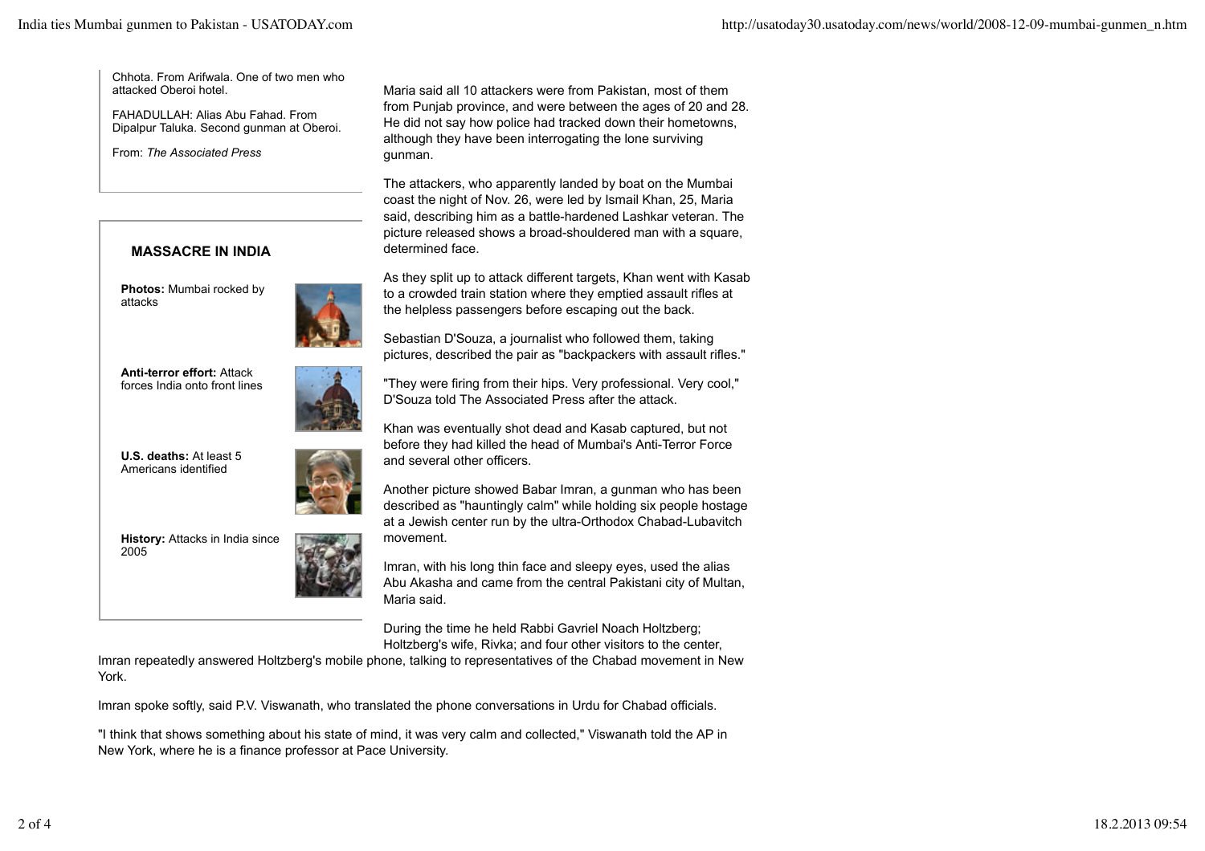Chhota. From Arifwala. One of two men who attacked Oberoi hotel.

FAHADULLAH: Alias Abu Fahad. From Dipalpur Taluka. Second gunman at Oberoi.

From: *The Associated Press*

**MASSACRE IN INDIA**

**Photos:** Mumbai rocked by attacks

**Anti-terror effort:** Attack forces India onto front lines

**U.S. deaths:** At least 5 Americans identified

**History:** Attacks in India since 2005

Maria said all 10 attackers were from Pakistan, most of them from Punjab province, and were between the ages of 20 and 28. He did not say how police had tracked down their hometowns, although they have been interrogating the lone surviving gunman.

The attackers, who apparently landed by boat on the Mumbai coast the night of Nov. 26, were led by Ismail Khan, 25, Maria said, describing him as a battle-hardened Lashkar veteran. The picture released shows a broad-shouldered man with a square, determined face.

As they split up to attack different targets, Khan went with Kasab to a crowded train station where they emptied assault rifles at the helpless passengers before escaping out the back.

Sebastian D'Souza, a journalist who followed them, taking pictures, described the pair as "backpackers with assault rifles."

"They were firing from their hips. Very professional. Very cool," D'Souza told The Associated Press after the attack.

Khan was eventually shot dead and Kasab captured, but not before they had killed the head of Mumbai's Anti-Terror Force and several other officers.

Another picture showed Babar Imran, a gunman who has been described as "hauntingly calm" while holding six people hostage at a Jewish center run by the ultra-Orthodox Chabad-Lubavitch movement.

Imran, with his long thin face and sleepy eyes, used the alias Abu Akasha and came from the central Pakistani city of Multan, Maria said.

During the time he held Rabbi Gavriel Noach Holtzberg; Holtzberg's wife, Rivka; and four other visitors to the center, Imran repeatedly answered Holtzberg's mobile phone, talking to representatives of the Chabad movement in New York.

Imran spoke softly, said P.V. Viswanath, who translated the phone conversations in Urdu for Chabad officials.

"I think that shows something about his state of mind, it was very calm and collected," Viswanath told the AP in New York, where he is a finance professor at Pace University.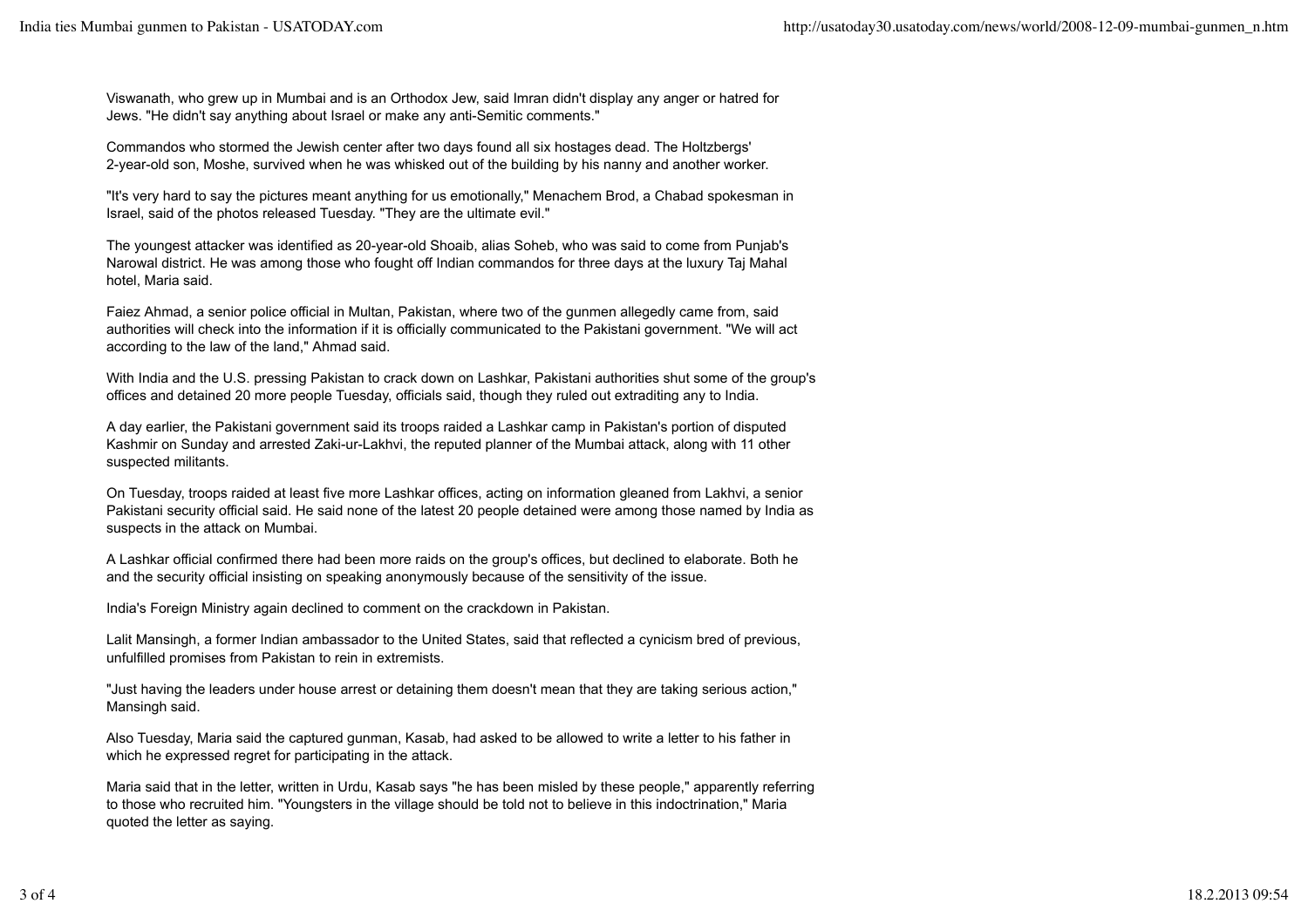Viswanath, who grew up in Mumbai and is an Orthodox Jew, said Imran didn't display any anger or hatred for Jews. "He didn't say anything about Israel or make any anti-Semitic comments."

Commandos who stormed the Jewish center after two days found all six hostages dead. The Holtzbergs' 2-year-old son, Moshe, survived when he was whisked out of the building by his nanny and another worker.

"It's very hard to say the pictures meant anything for us emotionally," Menachem Brod, a Chabad spokesman in Israel, said of the photos released Tuesday. "They are the ultimate evil."

The youngest attacker was identified as 20-year-old Shoaib, alias Soheb, who was said to come from Punjab's Narowal district. He was among those who fought off Indian commandos for three days at the luxury Taj Mahal hotel, Maria said.

Faiez Ahmad, a senior police official in Multan, Pakistan, where two of the gunmen allegedly came from, said authorities will check into the information if it is officially communicated to the Pakistani government. "We will act according to the law of the land," Ahmad said.

With India and the U.S. pressing Pakistan to crack down on Lashkar, Pakistani authorities shut some of the group's offices and detained 20 more people Tuesday, officials said, though they ruled out extraditing any to India.

A day earlier, the Pakistani government said its troops raided a Lashkar camp in Pakistan's portion of disputed Kashmir on Sunday and arrested Zaki-ur-Lakhvi, the reputed planner of the Mumbai attack, along with 11 other suspected militants.

On Tuesday, troops raided at least five more Lashkar offices, acting on information gleaned from Lakhvi, a senior Pakistani security official said. He said none of the latest 20 people detained were among those named by India as suspects in the attack on Mumbai.

A Lashkar official confirmed there had been more raids on the group's offices, but declined to elaborate. Both he and the security official insisting on speaking anonymously because of the sensitivity of the issue.

India's Foreign Ministry again declined to comment on the crackdown in Pakistan.

Lalit Mansingh, a former Indian ambassador to the United States, said that reflected a cynicism bred of previous, unfulfilled promises from Pakistan to rein in extremists.

"Just having the leaders under house arrest or detaining them doesn't mean that they are taking serious action," Mansingh said.

Also Tuesday, Maria said the captured gunman, Kasab, had asked to be allowed to write a letter to his father in which he expressed regret for participating in the attack.

Maria said that in the letter, written in Urdu, Kasab says "he has been misled by these people," apparently referring to those who recruited him. "Youngsters in the village should be told not to believe in this indoctrination," Maria quoted the letter as saying.